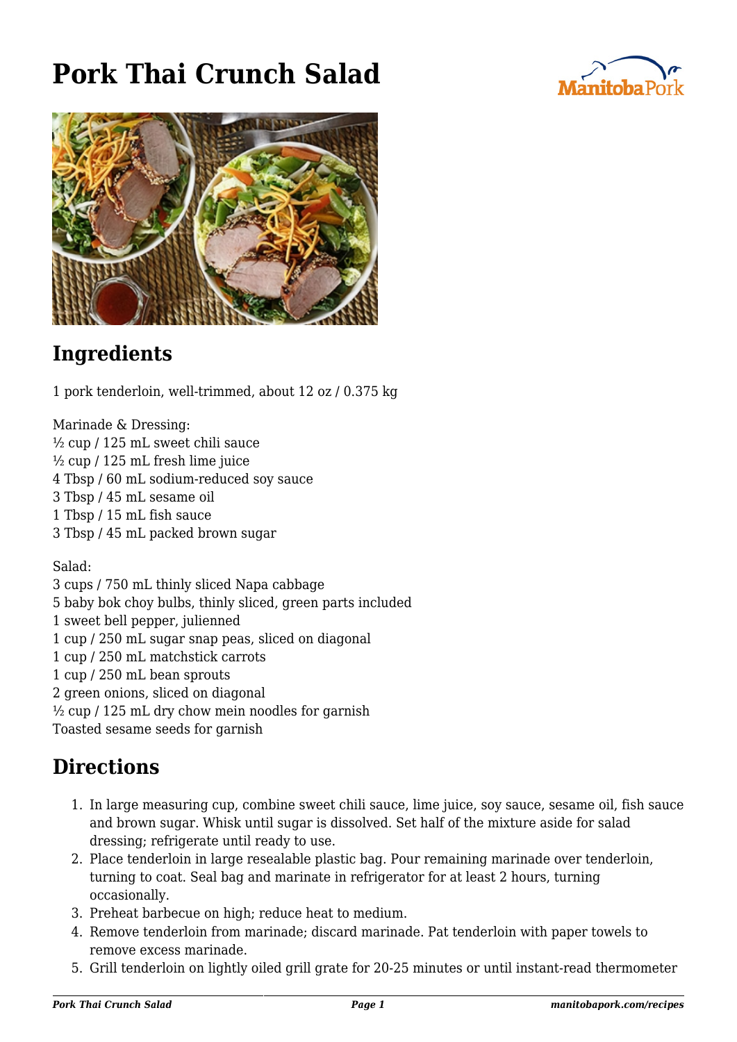# Pork Thai Crunch Salad

## Ingredients

1 pork tenderloin, well-trimmed, about 12 oz / 0.375 kg

Marinade & Dressing:
½ cup / 125 mL sweet chili sauce
½ cup / 125 mL fresh lime juice
4 Tbsp / 60 mL sodium-reduced soy sauce
3 Tbsp / 45 mL sesame oil
1 Tbsp / 15 mL fish sauce
3 Tbsp / 45 mL packed brown sugar

Salad:
3 cups / 750 mL thinly sliced Napa cabbage
5 baby bok choy bulbs, thinly sliced, green parts included
1 sweet bell pepper, julienned
1 cup / 250 mL sugar snap peas, sliced on diagonal
1 cup / 250 mL matchstick carrots
1 cup / 250 mL bean sprouts
2 green onions, sliced on diagonal
½ cup / 125 mL dry chow mein noodles for garnish
Toasted sesame seeds for garnish

## Directions

1. In large measuring cup, combine sweet chili sauce, lime juice, soy sauce, sesame oil, fish sauce and brown sugar. Whisk until sugar is dissolved. Set half of the mixture aside for salad dressing; refrigerate until ready to use.
2. Place tenderloin in large resealable plastic bag. Pour remaining marinade over tenderloin, turning to coat. Seal bag and marinate in refrigerator for at least 2 hours, turning occasionally.
3. Preheat barbecue on high; reduce heat to medium.
4. Remove tenderloin from marinade; discard marinade. Pat tenderloin with paper towels to remove excess marinade.
5. Grill tenderloin on lightly oiled grill grate for 20-25 minutes or until instant-read thermometer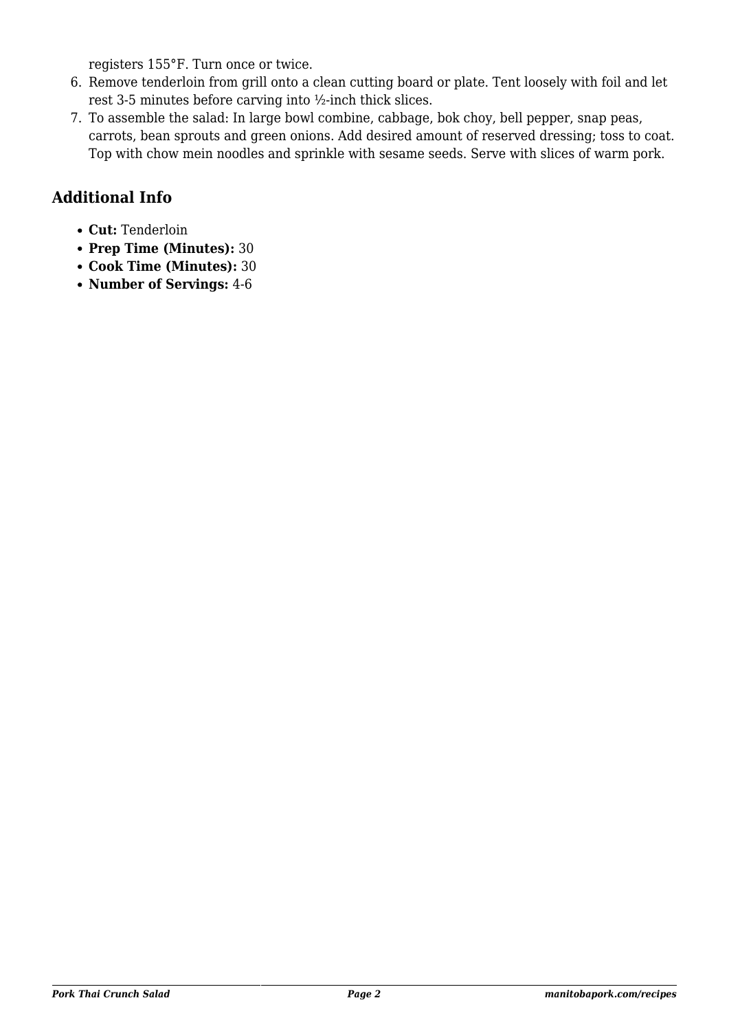registers 155°F. Turn once or twice.

6. Remove tenderloin from grill onto a clean cutting board or plate. Tent loosely with foil and let rest 3-5 minutes before carving into ½-inch thick slices.
7. To assemble the salad: In large bowl combine, cabbage, bok choy, bell pepper, snap peas, carrots, bean sprouts and green onions. Add desired amount of reserved dressing; toss to coat. Top with chow mein noodles and sprinkle with sesame seeds. Serve with slices of warm pork.

## Additional Info

- **Cut:** Tenderloin
- **Prep Time (Minutes):** 30
- **Cook Time (Minutes):** 30
- **Number of Servings:** 4-6